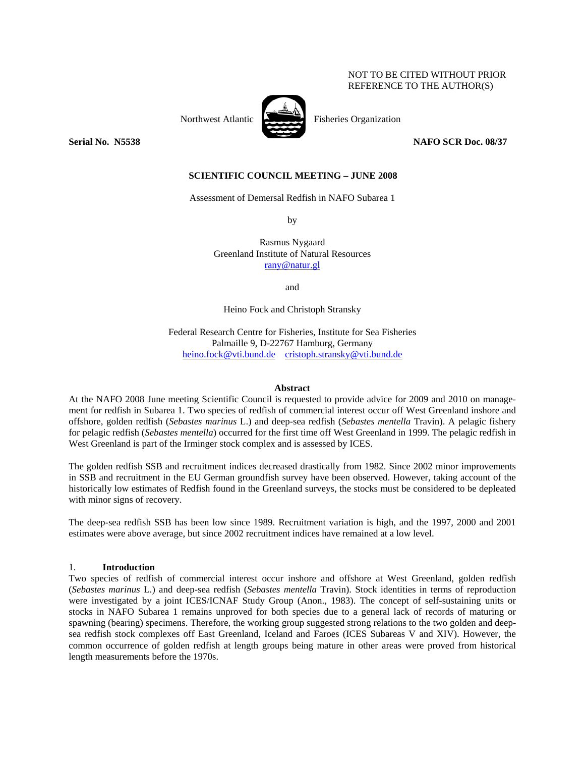NOT TO BE CITED WITHOUT PRIOR
REFERENCE TO THE AUTHOR(S)

Northwest Atlantic Fisheries Organization

**Serial No. N5538** **NAFO SCR Doc. 08/37**

**SCIENTIFIC COUNCIL MEETING – JUNE 2008**

Assessment of Demersal Redfish in NAFO Subarea 1

by

Rasmus Nygaard
Greenland Institute of Natural Resources
rany@natur.gl

and

Heino Fock and Christoph Stransky

Federal Research Centre for Fisheries, Institute for Sea Fisheries
Palmaille 9, D-22767 Hamburg, Germany
heino.fock@vti.bund.de cristoph.stransky@vti.bund.de

**Abstract**

At the NAFO 2008 June meeting Scientific Council is requested to provide advice for 2009 and 2010 on management for redfish in Subarea 1. Two species of redfish of commercial interest occur off West Greenland inshore and offshore, golden redfish (*Sebastes marinus* L.) and deep-sea redfish (*Sebastes mentella* Travin). A pelagic fishery for pelagic redfish (*Sebastes mentella*) occurred for the first time off West Greenland in 1999. The pelagic redfish in West Greenland is part of the Irminger stock complex and is assessed by ICES.

The golden redfish SSB and recruitment indices decreased drastically from 1982. Since 2002 minor improvements in SSB and recruitment in the EU German groundfish survey have been observed. However, taking account of the historically low estimates of Redfish found in the Greenland surveys, the stocks must be considered to be depleated with minor signs of recovery.

The deep-sea redfish SSB has been low since 1989. Recruitment variation is high, and the 1997, 2000 and 2001 estimates were above average, but since 2002 recruitment indices have remained at a low level.

## 1. Introduction

Two species of redfish of commercial interest occur inshore and offshore at West Greenland, golden redfish (*Sebastes marinus* L.) and deep-sea redfish (*Sebastes mentella* Travin). Stock identities in terms of reproduction were investigated by a joint ICES/ICNAF Study Group (Anon., 1983). The concept of self-sustaining units or stocks in NAFO Subarea 1 remains unproved for both species due to a general lack of records of maturing or spawning (bearing) specimens. Therefore, the working group suggested strong relations to the two golden and deep-sea redfish stock complexes off East Greenland, Iceland and Faroes (ICES Subareas V and XIV). However, the common occurrence of golden redfish at length groups being mature in other areas were proved from historical length measurements before the 1970s.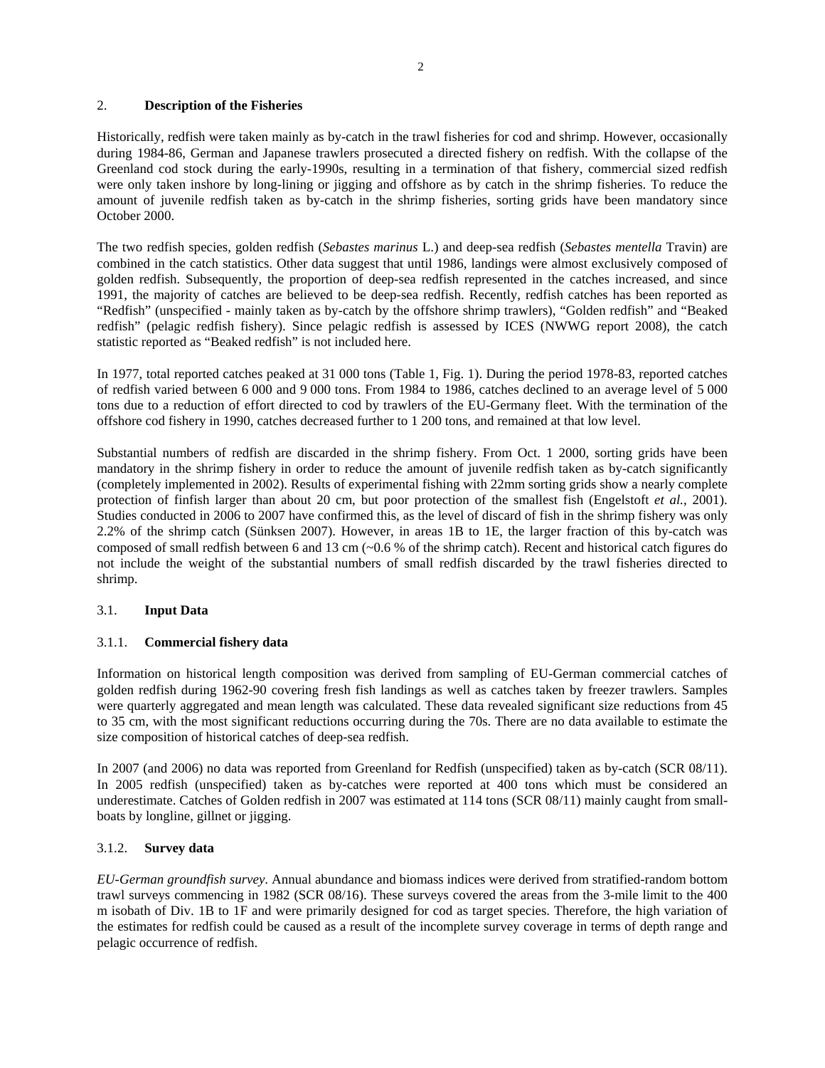## 2. **Description of the Fisheries**

Historically, redfish were taken mainly as by-catch in the trawl fisheries for cod and shrimp. However, occasionally during 1984-86, German and Japanese trawlers prosecuted a directed fishery on redfish. With the collapse of the Greenland cod stock during the early-1990s, resulting in a termination of that fishery, commercial sized redfish were only taken inshore by long-lining or jigging and offshore as by catch in the shrimp fisheries. To reduce the amount of juvenile redfish taken as by-catch in the shrimp fisheries, sorting grids have been mandatory since October 2000.

The two redfish species, golden redfish (*Sebastes marinus* L.) and deep-sea redfish (*Sebastes mentella* Travin) are combined in the catch statistics. Other data suggest that until 1986, landings were almost exclusively composed of golden redfish. Subsequently, the proportion of deep-sea redfish represented in the catches increased, and since 1991, the majority of catches are believed to be deep-sea redfish. Recently, redfish catches has been reported as "Redfish" (unspecified - mainly taken as by-catch by the offshore shrimp trawlers), "Golden redfish" and "Beaked redfish" (pelagic redfish fishery). Since pelagic redfish is assessed by ICES (NWWG report 2008), the catch statistic reported as "Beaked redfish" is not included here.

In 1977, total reported catches peaked at 31 000 tons (Table 1, Fig. 1). During the period 1978-83, reported catches of redfish varied between 6 000 and 9 000 tons. From 1984 to 1986, catches declined to an average level of 5 000 tons due to a reduction of effort directed to cod by trawlers of the EU-Germany fleet. With the termination of the offshore cod fishery in 1990, catches decreased further to 1 200 tons, and remained at that low level.

Substantial numbers of redfish are discarded in the shrimp fishery. From Oct. 1 2000, sorting grids have been mandatory in the shrimp fishery in order to reduce the amount of juvenile redfish taken as by-catch significantly (completely implemented in 2002). Results of experimental fishing with 22mm sorting grids show a nearly complete protection of finfish larger than about 20 cm, but poor protection of the smallest fish (Engelstoft *et al.*, 2001). Studies conducted in 2006 to 2007 have confirmed this, as the level of discard of fish in the shrimp fishery was only 2.2% of the shrimp catch (Sünksen 2007). However, in areas 1B to 1E, the larger fraction of this by-catch was composed of small redfish between 6 and 13 cm (~0.6 % of the shrimp catch). Recent and historical catch figures do not include the weight of the substantial numbers of small redfish discarded by the trawl fisheries directed to shrimp.

### 3.1. **Input Data**

#### 3.1.1. **Commercial fishery data**

Information on historical length composition was derived from sampling of EU-German commercial catches of golden redfish during 1962-90 covering fresh fish landings as well as catches taken by freezer trawlers. Samples were quarterly aggregated and mean length was calculated. These data revealed significant size reductions from 45 to 35 cm, with the most significant reductions occurring during the 70s. There are no data available to estimate the size composition of historical catches of deep-sea redfish.

In 2007 (and 2006) no data was reported from Greenland for Redfish (unspecified) taken as by-catch (SCR 08/11). In 2005 redfish (unspecified) taken as by-catches were reported at 400 tons which must be considered an underestimate. Catches of Golden redfish in 2007 was estimated at 114 tons (SCR 08/11) mainly caught from small-boats by longline, gillnet or jigging.

#### 3.1.2. **Survey data**

*EU-German groundfish survey*. Annual abundance and biomass indices were derived from stratified-random bottom trawl surveys commencing in 1982 (SCR 08/16). These surveys covered the areas from the 3-mile limit to the 400 m isobath of Div. 1B to 1F and were primarily designed for cod as target species. Therefore, the high variation of the estimates for redfish could be caused as a result of the incomplete survey coverage in terms of depth range and pelagic occurrence of redfish.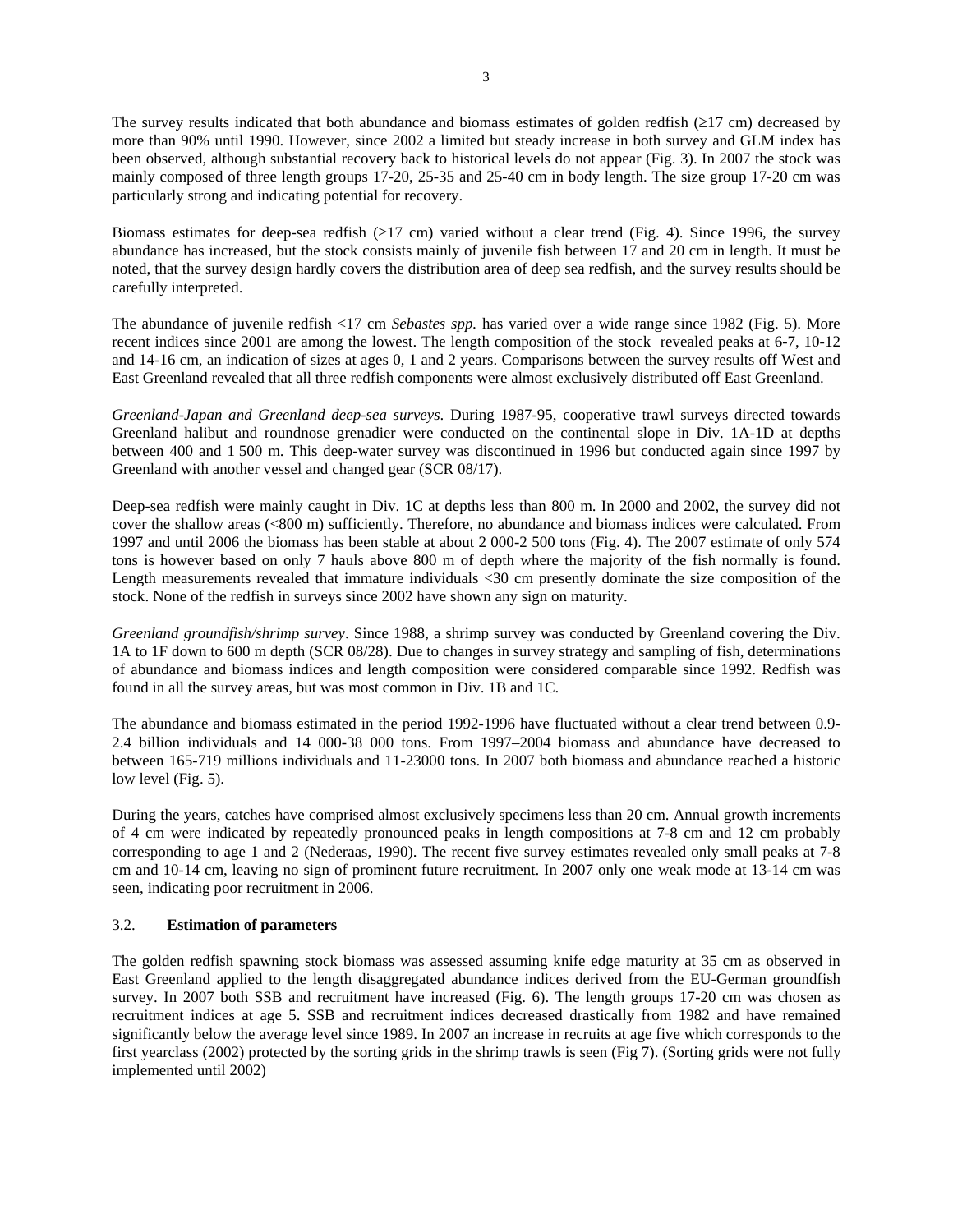The survey results indicated that both abundance and biomass estimates of golden redfish (≥17 cm) decreased by more than 90% until 1990. However, since 2002 a limited but steady increase in both survey and GLM index has been observed, although substantial recovery back to historical levels do not appear (Fig. 3). In 2007 the stock was mainly composed of three length groups 17-20, 25-35 and 25-40 cm in body length. The size group 17-20 cm was particularly strong and indicating potential for recovery.

Biomass estimates for deep-sea redfish (≥17 cm) varied without a clear trend (Fig. 4). Since 1996, the survey abundance has increased, but the stock consists mainly of juvenile fish between 17 and 20 cm in length. It must be noted, that the survey design hardly covers the distribution area of deep sea redfish, and the survey results should be carefully interpreted.

The abundance of juvenile redfish <17 cm *Sebastes spp.* has varied over a wide range since 1982 (Fig. 5). More recent indices since 2001 are among the lowest. The length composition of the stock revealed peaks at 6-7, 10-12 and 14-16 cm, an indication of sizes at ages 0, 1 and 2 years. Comparisons between the survey results off West and East Greenland revealed that all three redfish components were almost exclusively distributed off East Greenland.

*Greenland-Japan and Greenland deep-sea surveys*. During 1987-95, cooperative trawl surveys directed towards Greenland halibut and roundnose grenadier were conducted on the continental slope in Div. 1A-1D at depths between 400 and 1 500 m. This deep-water survey was discontinued in 1996 but conducted again since 1997 by Greenland with another vessel and changed gear (SCR 08/17).

Deep-sea redfish were mainly caught in Div. 1C at depths less than 800 m. In 2000 and 2002, the survey did not cover the shallow areas (<800 m) sufficiently. Therefore, no abundance and biomass indices were calculated. From 1997 and until 2006 the biomass has been stable at about 2 000-2 500 tons (Fig. 4). The 2007 estimate of only 574 tons is however based on only 7 hauls above 800 m of depth where the majority of the fish normally is found. Length measurements revealed that immature individuals <30 cm presently dominate the size composition of the stock. None of the redfish in surveys since 2002 have shown any sign on maturity.

*Greenland groundfish/shrimp survey*. Since 1988, a shrimp survey was conducted by Greenland covering the Div. 1A to 1F down to 600 m depth (SCR 08/28). Due to changes in survey strategy and sampling of fish, determinations of abundance and biomass indices and length composition were considered comparable since 1992. Redfish was found in all the survey areas, but was most common in Div. 1B and 1C.

The abundance and biomass estimated in the period 1992-1996 have fluctuated without a clear trend between 0.9-2.4 billion individuals and 14 000-38 000 tons. From 1997–2004 biomass and abundance have decreased to between 165-719 millions individuals and 11-23000 tons. In 2007 both biomass and abundance reached a historic low level (Fig. 5).

During the years, catches have comprised almost exclusively specimens less than 20 cm. Annual growth increments of 4 cm were indicated by repeatedly pronounced peaks in length compositions at 7-8 cm and 12 cm probably corresponding to age 1 and 2 (Nederaas, 1990). The recent five survey estimates revealed only small peaks at 7-8 cm and 10-14 cm, leaving no sign of prominent future recruitment. In 2007 only one weak mode at 13-14 cm was seen, indicating poor recruitment in 2006.

### 3.2. Estimation of parameters

The golden redfish spawning stock biomass was assessed assuming knife edge maturity at 35 cm as observed in East Greenland applied to the length disaggregated abundance indices derived from the EU-German groundfish survey. In 2007 both SSB and recruitment have increased (Fig. 6). The length groups 17-20 cm was chosen as recruitment indices at age 5. SSB and recruitment indices decreased drastically from 1982 and have remained significantly below the average level since 1989. In 2007 an increase in recruits at age five which corresponds to the first yearclass (2002) protected by the sorting grids in the shrimp trawls is seen (Fig 7). (Sorting grids were not fully implemented until 2002)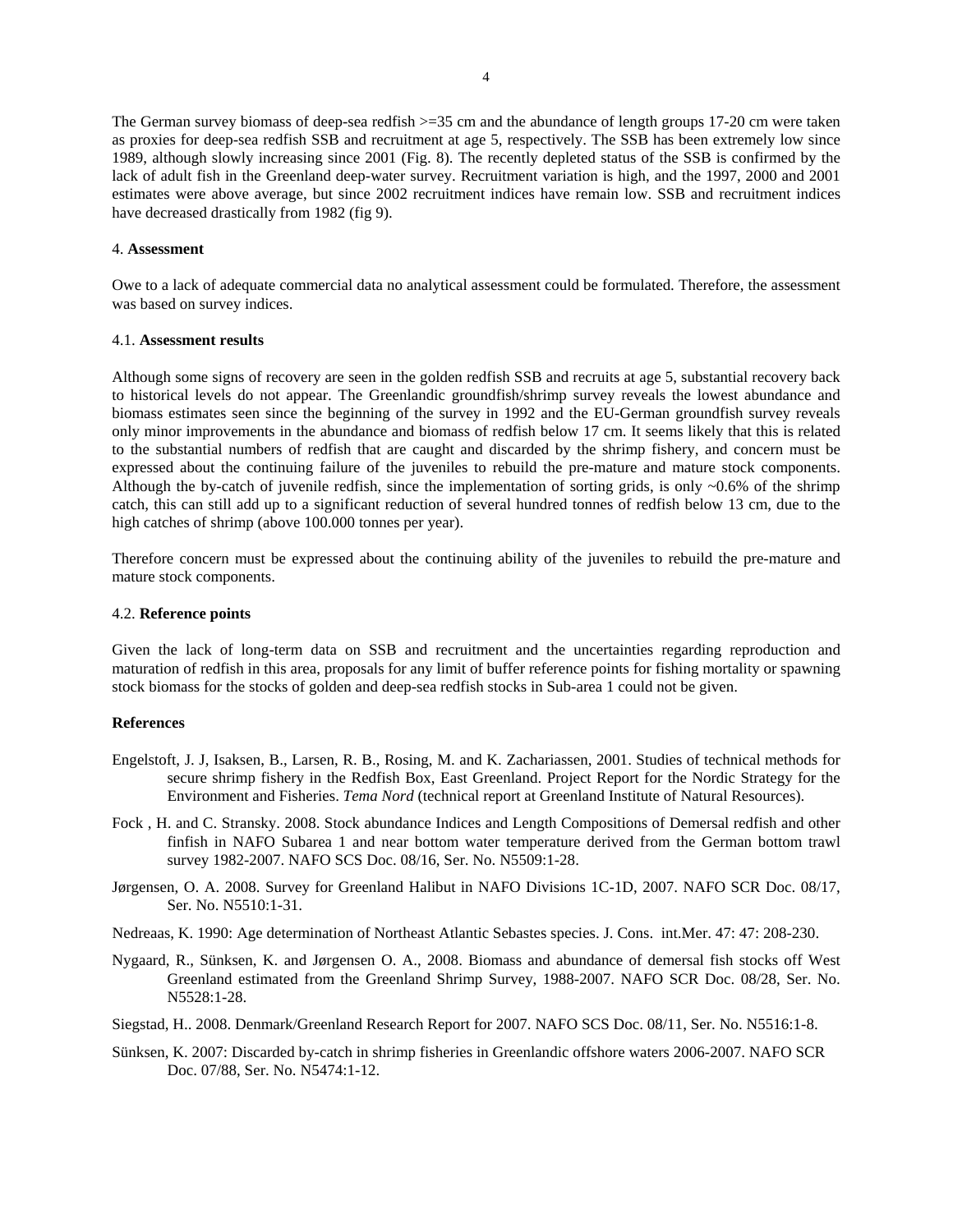The German survey biomass of deep-sea redfish >=35 cm and the abundance of length groups 17-20 cm were taken as proxies for deep-sea redfish SSB and recruitment at age 5, respectively. The SSB has been extremely low since 1989, although slowly increasing since 2001 (Fig. 8). The recently depleted status of the SSB is confirmed by the lack of adult fish in the Greenland deep-water survey. Recruitment variation is high, and the 1997, 2000 and 2001 estimates were above average, but since 2002 recruitment indices have remain low. SSB and recruitment indices have decreased drastically from 1982 (fig 9).

## 4. **Assessment**

Owe to a lack of adequate commercial data no analytical assessment could be formulated. Therefore, the assessment was based on survey indices.

### 4.1. **Assessment results**

Although some signs of recovery are seen in the golden redfish SSB and recruits at age 5, substantial recovery back to historical levels do not appear. The Greenlandic groundfish/shrimp survey reveals the lowest abundance and biomass estimates seen since the beginning of the survey in 1992 and the EU-German groundfish survey reveals only minor improvements in the abundance and biomass of redfish below 17 cm. It seems likely that this is related to the substantial numbers of redfish that are caught and discarded by the shrimp fishery, and concern must be expressed about the continuing failure of the juveniles to rebuild the pre-mature and mature stock components. Although the by-catch of juvenile redfish, since the implementation of sorting grids, is only ~0.6% of the shrimp catch, this can still add up to a significant reduction of several hundred tonnes of redfish below 13 cm, due to the high catches of shrimp (above 100.000 tonnes per year).

Therefore concern must be expressed about the continuing ability of the juveniles to rebuild the pre-mature and mature stock components.

### 4.2. **Reference points**

Given the lack of long-term data on SSB and recruitment and the uncertainties regarding reproduction and maturation of redfish in this area, proposals for any limit of buffer reference points for fishing mortality or spawning stock biomass for the stocks of golden and deep-sea redfish stocks in Sub-area 1 could not be given.

## **References**

Engelstoft, J. J, Isaksen, B., Larsen, R. B., Rosing, M. and K. Zachariassen, 2001. Studies of technical methods for secure shrimp fishery in the Redfish Box, East Greenland. Project Report for the Nordic Strategy for the Environment and Fisheries. *Tema Nord* (technical report at Greenland Institute of Natural Resources).

Fock , H. and C. Stransky. 2008. Stock abundance Indices and Length Compositions of Demersal redfish and other finfish in NAFO Subarea 1 and near bottom water temperature derived from the German bottom trawl survey 1982-2007. NAFO SCS Doc. 08/16, Ser. No. N5509:1-28.

Jørgensen, O. A. 2008. Survey for Greenland Halibut in NAFO Divisions 1C-1D, 2007. NAFO SCR Doc. 08/17, Ser. No. N5510:1-31.

Nedreaas, K. 1990: Age determination of Northeast Atlantic Sebastes species. J. Cons. int.Mer. 47: 47: 208-230.

Nygaard, R., Sünksen, K. and Jørgensen O. A., 2008. Biomass and abundance of demersal fish stocks off West Greenland estimated from the Greenland Shrimp Survey, 1988-2007. NAFO SCR Doc. 08/28, Ser. No. N5528:1-28.

Siegstad, H.. 2008. Denmark/Greenland Research Report for 2007. NAFO SCS Doc. 08/11, Ser. No. N5516:1-8.

Sünksen, K. 2007: Discarded by-catch in shrimp fisheries in Greenlandic offshore waters 2006-2007. NAFO SCR Doc. 07/88, Ser. No. N5474:1-12.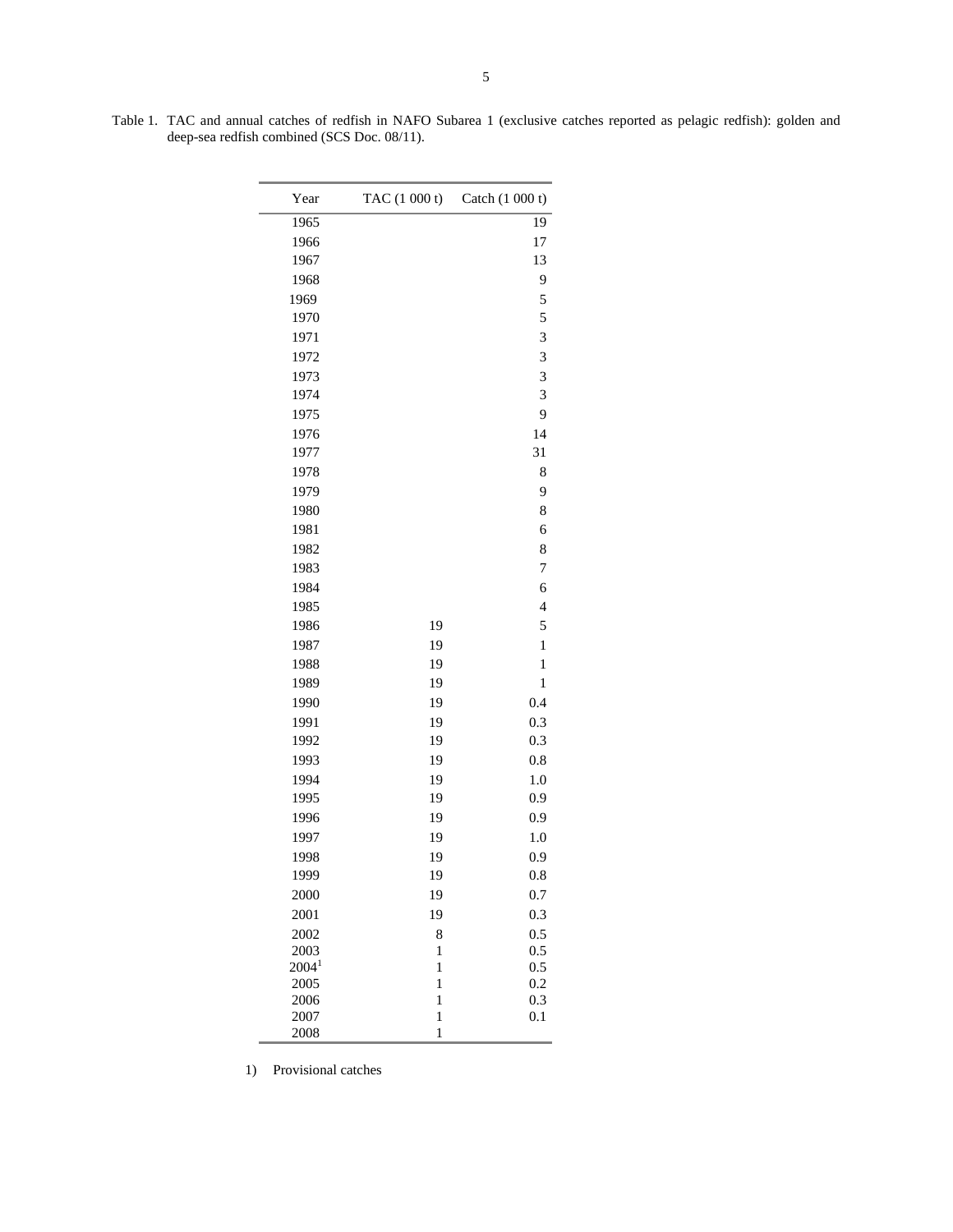Table 1. TAC and annual catches of redfish in NAFO Subarea 1 (exclusive catches reported as pelagic redfish): golden and deep-sea redfish combined (SCS Doc. 08/11).

| Year | TAC (1 000 t) | Catch (1 000 t) |
|---|---|---|
| 1965 | | 19 |
| 1966 | | 17 |
| 1967 | | 13 |
| 1968 | | 9 |
| 1969 | | 5 |
| 1970 | | 5 |
| 1971 | | 3 |
| 1972 | | 3 |
| 1973 | | 3 |
| 1974 | | 3 |
| 1975 | | 9 |
| 1976 | | 14 |
| 1977 | | 31 |
| 1978 | | 8 |
| 1979 | | 9 |
| 1980 | | 8 |
| 1981 | | 6 |
| 1982 | | 8 |
| 1983 | | 7 |
| 1984 | | 6 |
| 1985 | | 4 |
| 1986 | 19 | 5 |
| 1987 | 19 | 1 |
| 1988 | 19 | 1 |
| 1989 | 19 | 1 |
| 1990 | 19 | 0.4 |
| 1991 | 19 | 0.3 |
| 1992 | 19 | 0.3 |
| 1993 | 19 | 0.8 |
| 1994 | 19 | 1.0 |
| 1995 | 19 | 0.9 |
| 1996 | 19 | 0.9 |
| 1997 | 19 | 1.0 |
| 1998 | 19 | 0.9 |
| 1999 | 19 | 0.8 |
| 2000 | 19 | 0.7 |
| 2001 | 19 | 0.3 |
| 2002 | 8 | 0.5 |
| 2003 | 1 | 0.5 |
| 2004[1] | 1 | 0.5 |
| 2005 | 1 | 0.2 |
| 2006 | 1 | 0.3 |
| 2007 | 1 | 0.1 |
| 2008 | 1 | |

1) Provisional catches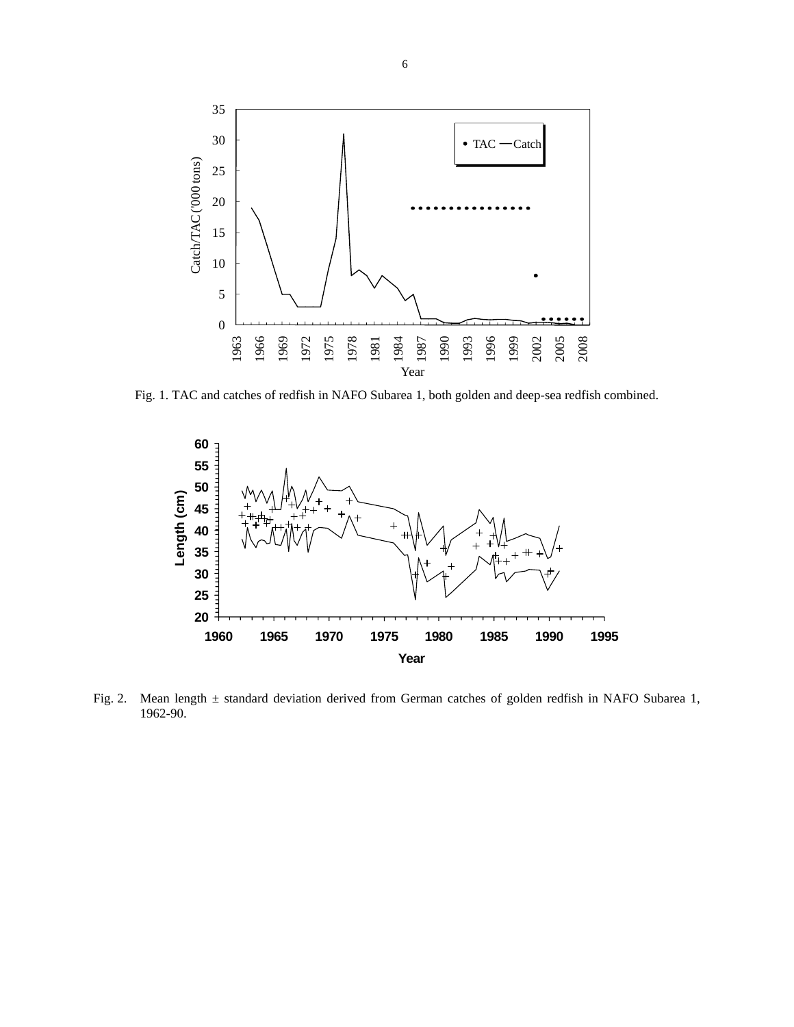Fig. 1. TAC and catches of redfish in NAFO Subarea 1, both golden and deep-sea redfish combined.

Fig. 2. Mean length ± standard deviation derived from German catches of golden redfish in NAFO Subarea 1, 1962-90.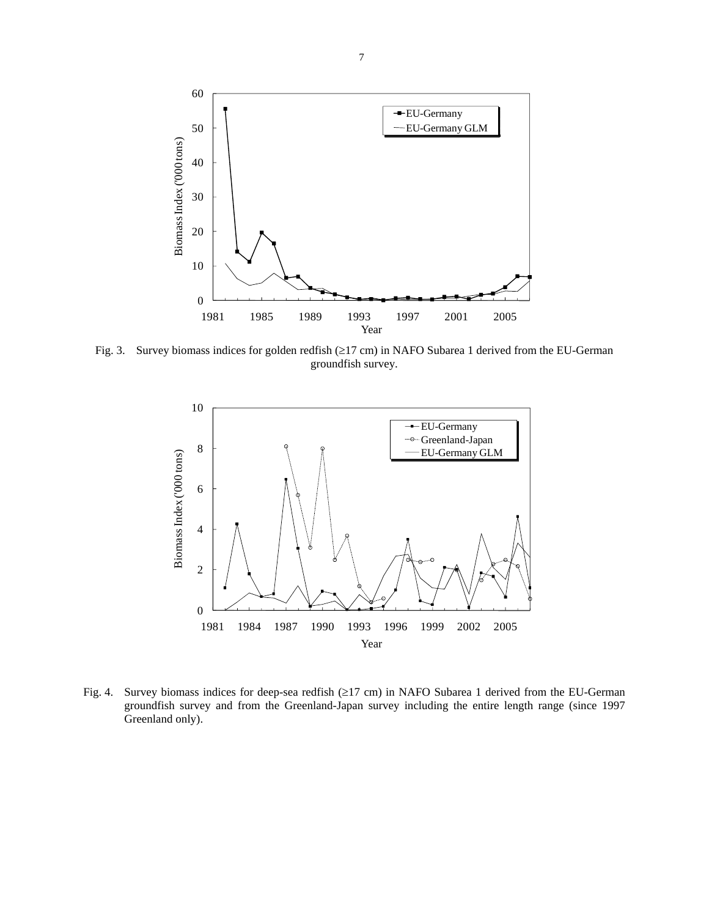Fig. 3. Survey biomass indices for golden redfish (≥17 cm) in NAFO Subarea 1 derived from the EU-German groundfish survey.

Fig. 4. Survey biomass indices for deep-sea redfish (≥17 cm) in NAFO Subarea 1 derived from the EU-German groundfish survey and from the Greenland-Japan survey including the entire length range (since 1997 Greenland only).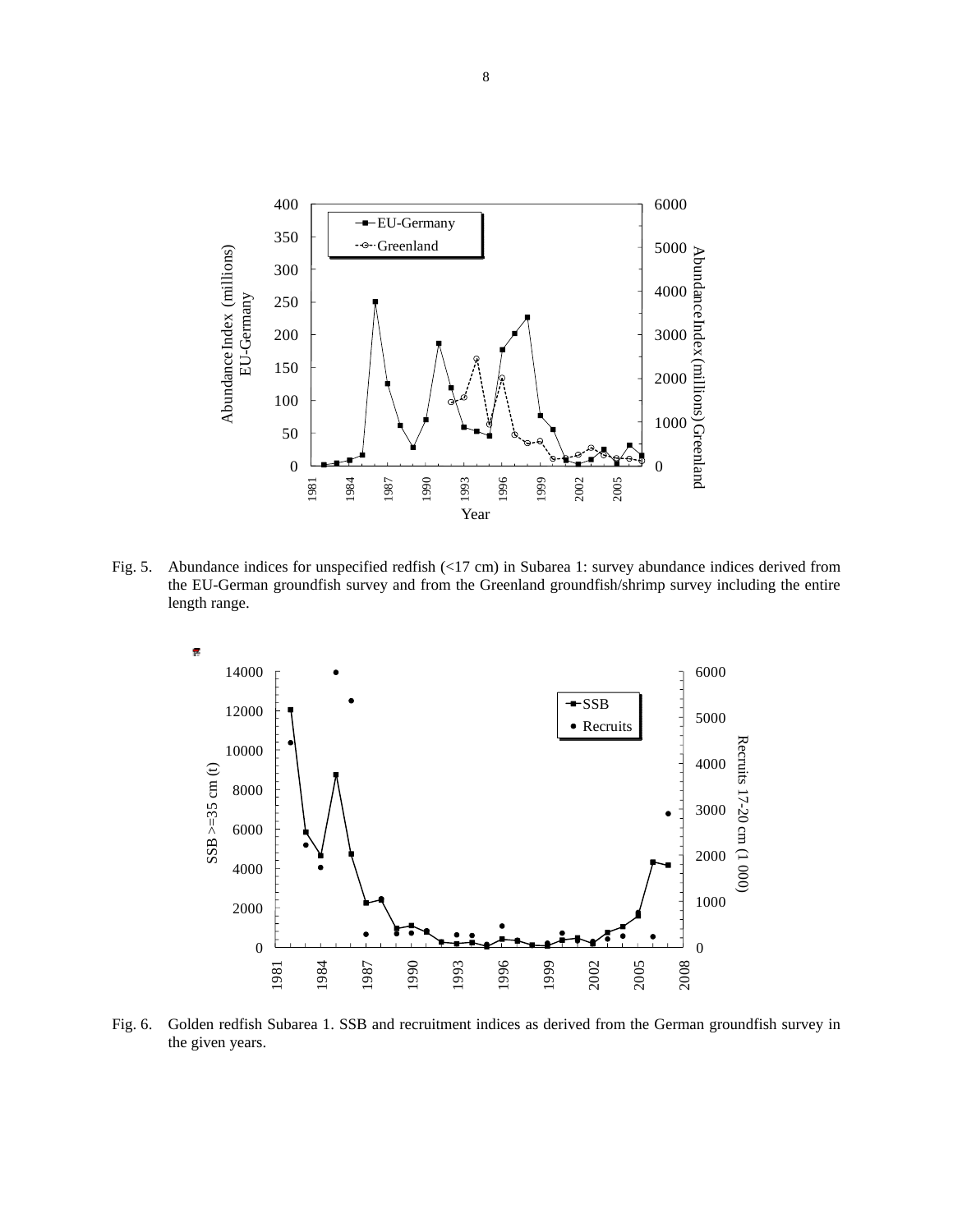Fig. 5. Abundance indices for unspecified redfish (<17 cm) in Subarea 1: survey abundance indices derived from the EU-German groundfish survey and from the Greenland groundfish/shrimp survey including the entire length range.

Fig. 6. Golden redfish Subarea 1. SSB and recruitment indices as derived from the German groundfish survey in the given years.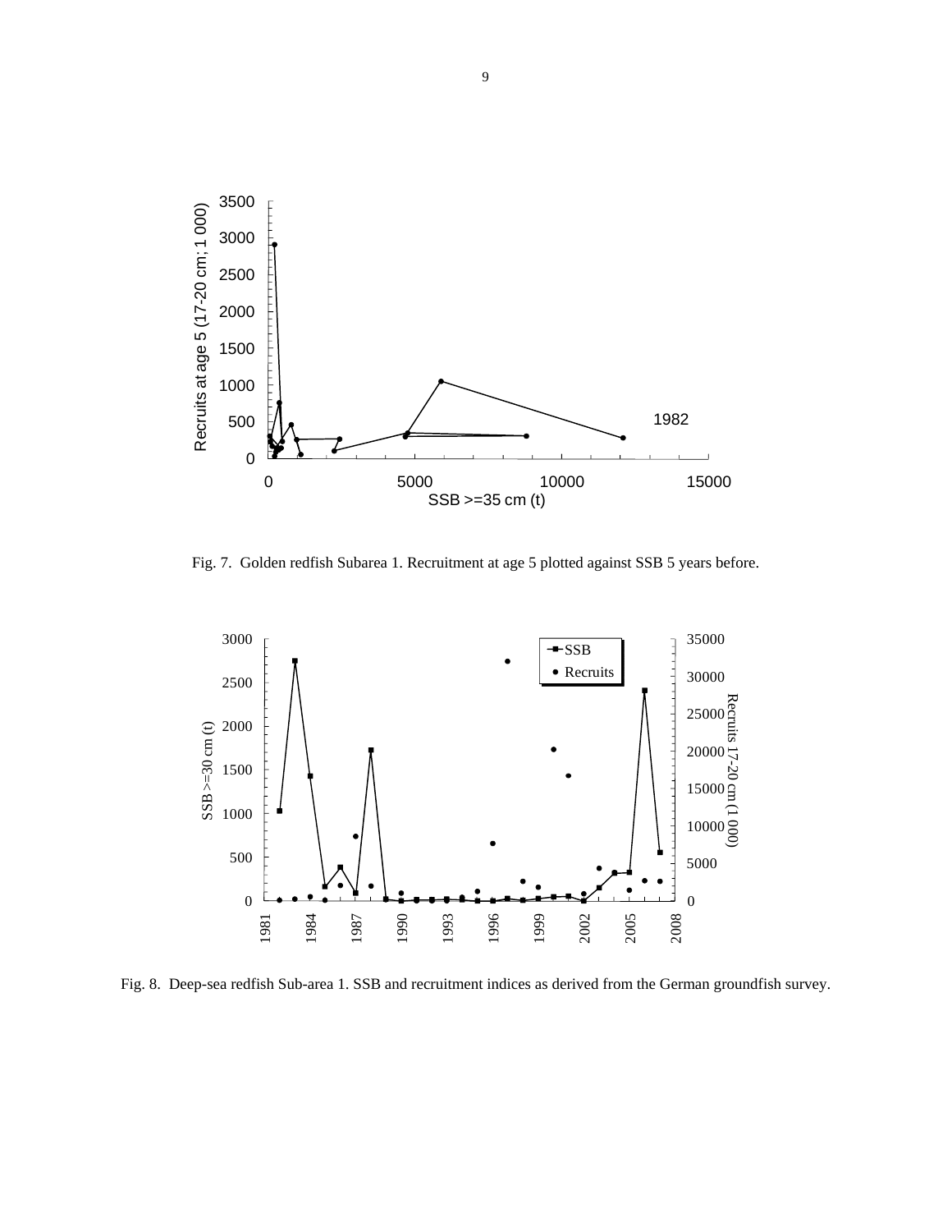Fig. 7. Golden redfish Subarea 1. Recruitment at age 5 plotted against SSB 5 years before.

Fig. 8. Deep-sea redfish Sub-area 1. SSB and recruitment indices as derived from the German groundfish survey.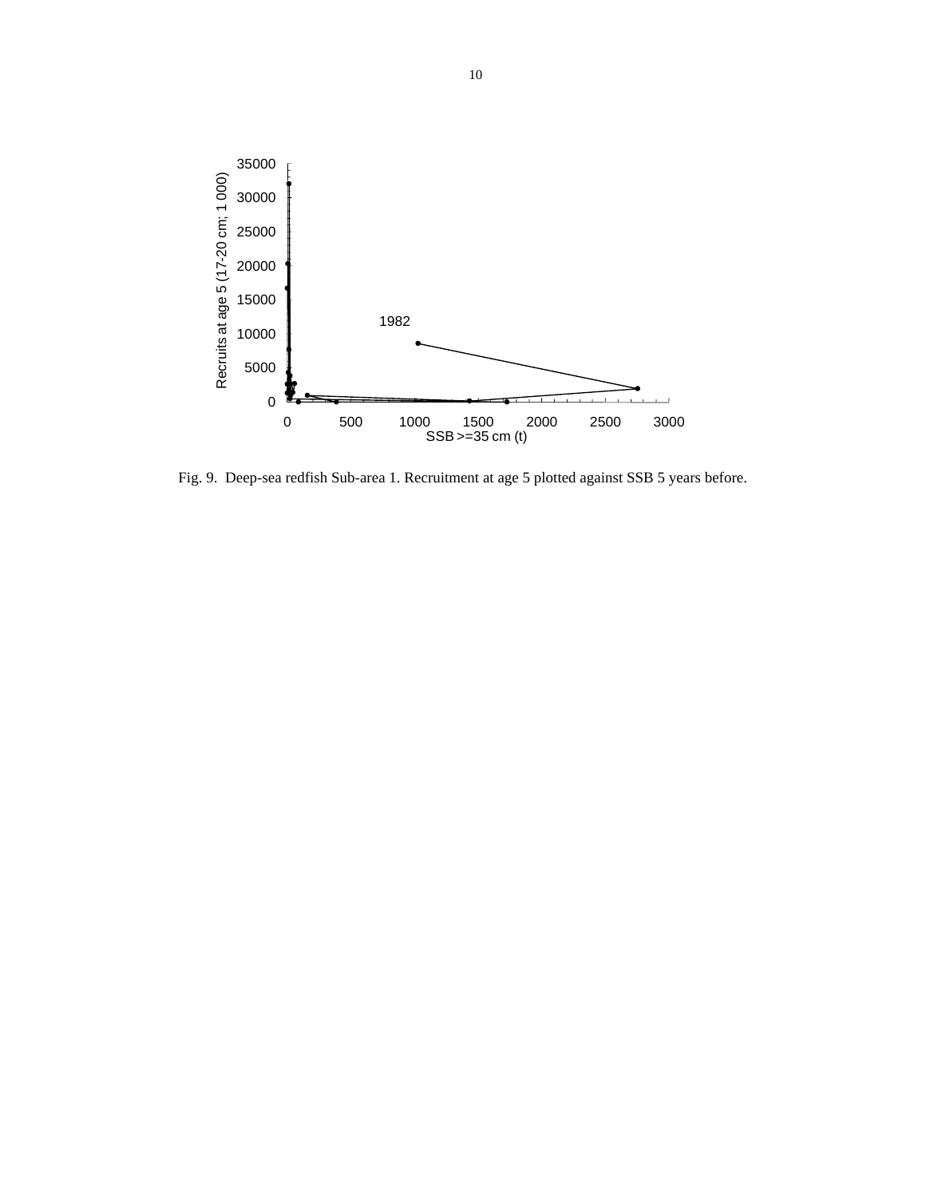35000
30000
25000
20000
15000
10000
5000
0

Recruits at age 5 (17-20 cm; 1 000)

1982

0
500
1000
1500
2000
2500
3000

SSB >=35 cm (t)

Fig. 9. Deep-sea redfish Sub-area 1. Recruitment at age 5 plotted against SSB 5 years before.